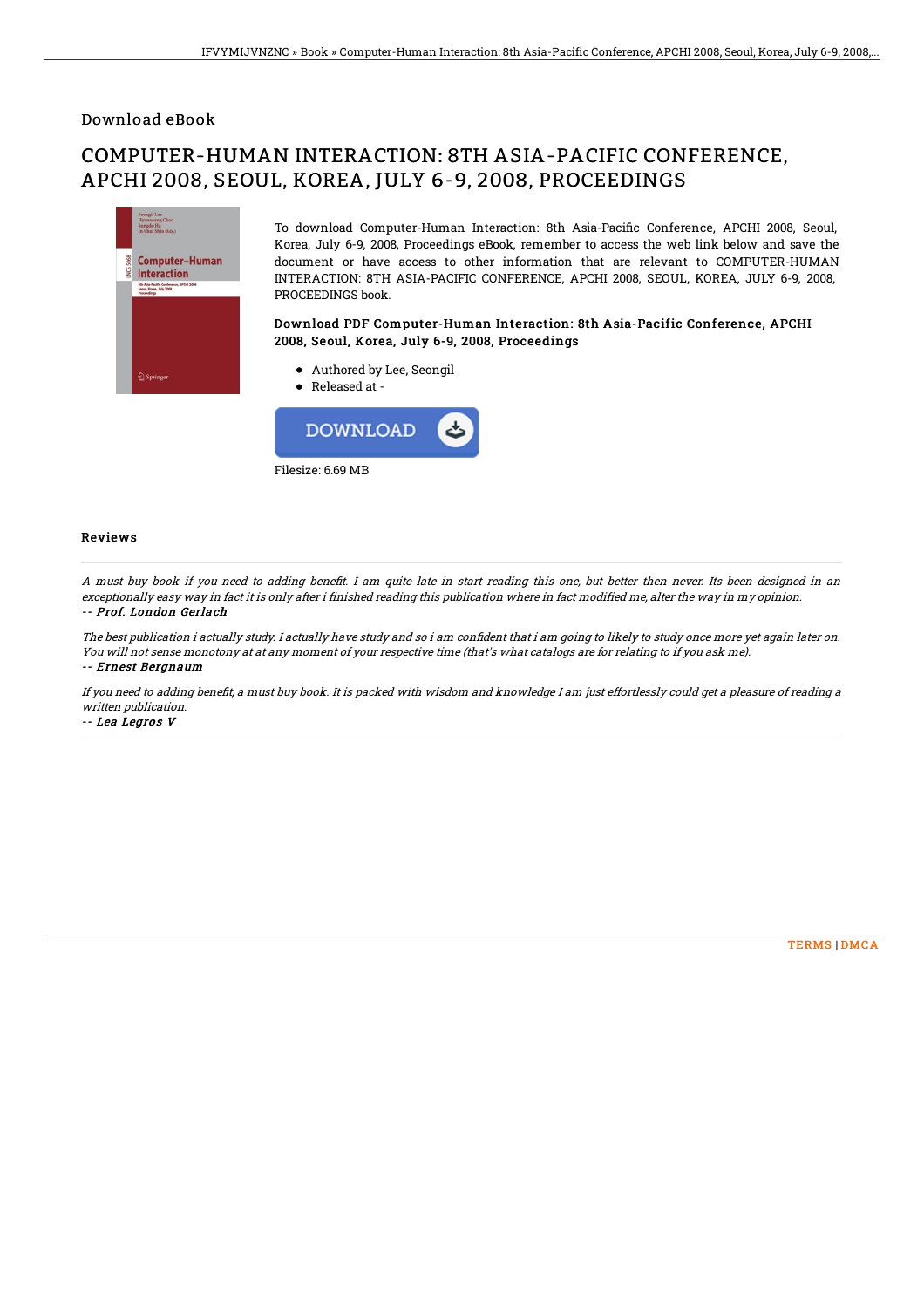Download eBook

# COMPUTER-HUMAN INTERACTION: 8TH ASIA-PACIFIC CONFERENCE, APCHI 2008, SEOUL, KOREA, JULY 6-9, 2008, PROCEEDINGS

To download Computer-Human Interaction: 8th Asia-Pacific Conference, APCHI 2008, Seoul, Korea, July 6-9, 2008, Proceedings eBook, remember to access the web link below and save the document or have access to other information that are relevant to COMPUTER-HUMAN INTERACTION: 8TH ASIA-PACIFIC CONFERENCE, APCHI 2008, SEOUL, KOREA, JULY 6-9, 2008, PROCEEDINGS book.

### Download PDF Computer-Human Interaction: 8th Asia-Pacific Conference, APCHI 2008, Seoul, Korea, July 6-9, 2008, Proceedings

- Authored by Lee, Seongil
- Released at -

Filesize: 6.69 MB

## Reviews

*A must buy book if you need to adding benefit. I am quite late in start reading this one, but better then never. Its been designed in an exceptionally easy way in fact it is only after i finished reading this publication where in fact modified me, alter the way in my opinion.*
-- ***Prof. London Gerlach***

*The best publication i actually study. I actually have study and so i am confident that i am going to likely to study once more yet again later on. You will not sense monotony at at any moment of your respective time (that's what catalogs are for relating to if you ask me).*
-- ***Ernest Bergnaum***

*If you need to adding benefit, a must buy book. It is packed with wisdom and knowledge I am just effortlessly could get a pleasure of reading a written publication.*
-- ***Lea Legros V***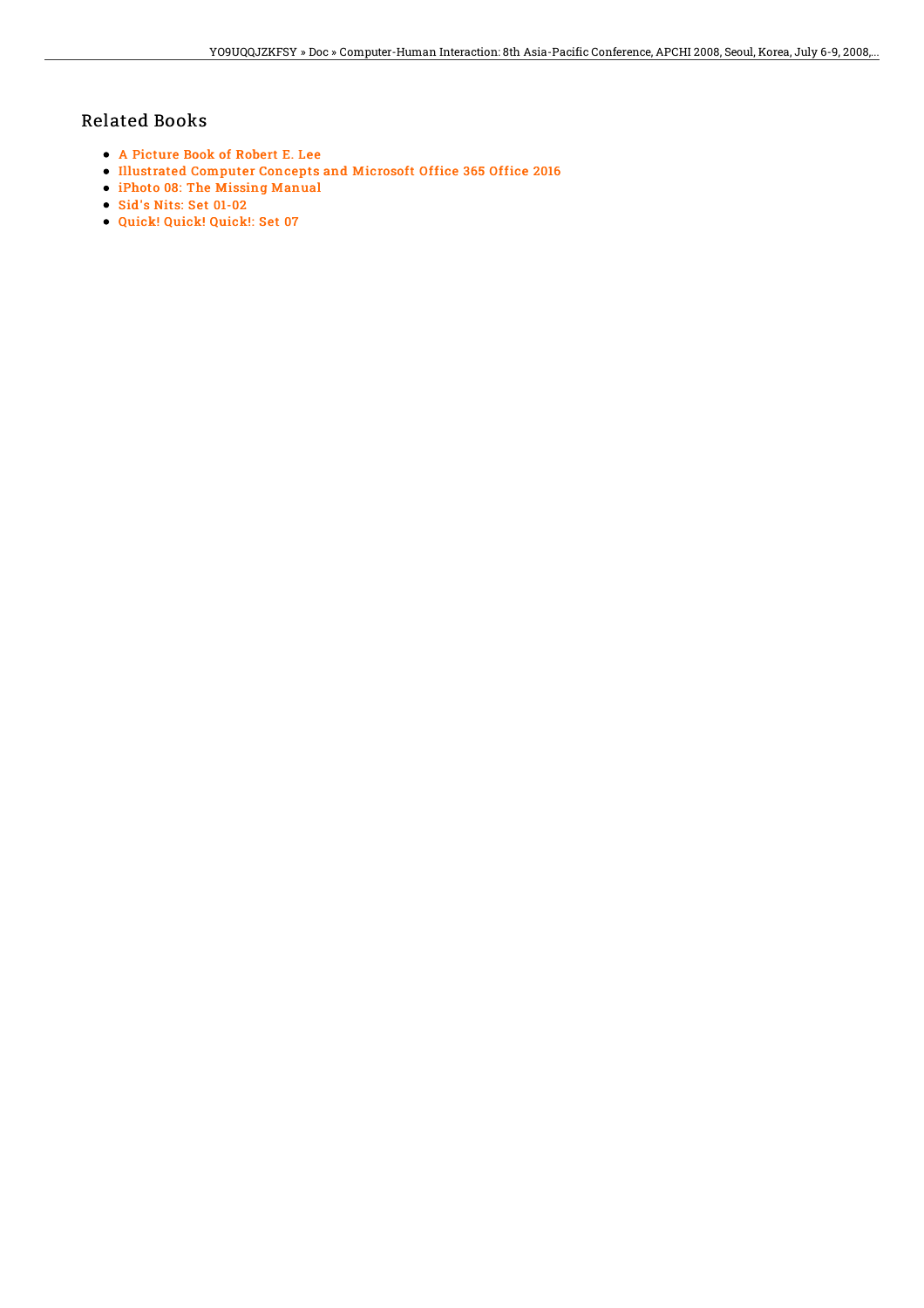## Related Books

- A Picture Book of Robert E. Lee
- Illustrated Computer Concepts and Microsoft Office 365 Office 2016
- iPhoto 08: The Missing Manual
- Sid's Nits: Set 01-02
- Quick! Quick! Quick!: Set 07